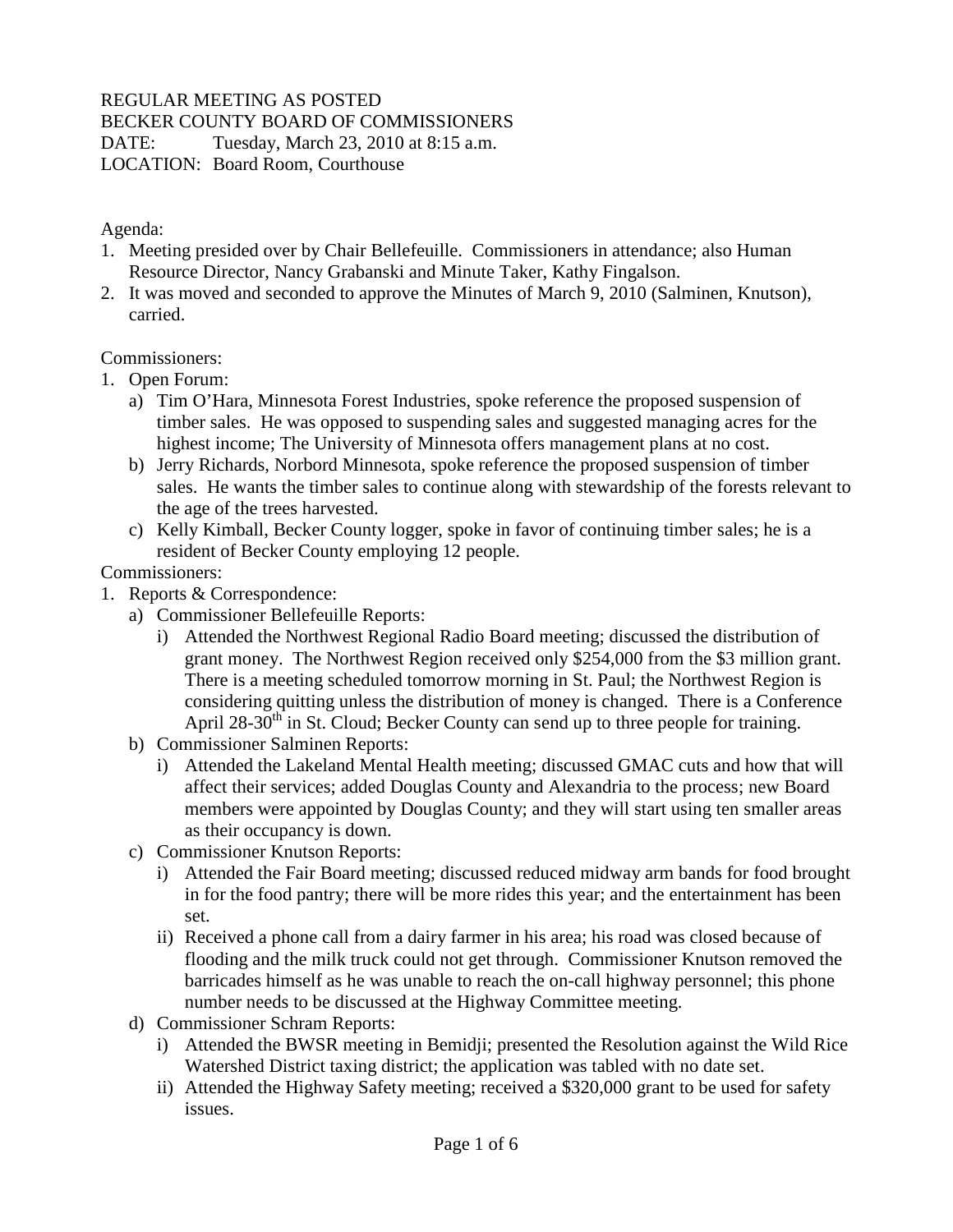REGULAR MEETING AS POSTED
BECKER COUNTY BOARD OF COMMISSIONERS
DATE: Tuesday, March 23, 2010 at 8:15 a.m.
LOCATION: Board Room, Courthouse

Agenda:

1. Meeting presided over by Chair Bellefeuille. Commissioners in attendance; also Human Resource Director, Nancy Grabanski and Minute Taker, Kathy Fingalson.
2. It was moved and seconded to approve the Minutes of March 9, 2010 (Salminen, Knutson), carried.

Commissioners:

1. Open Forum:
   a) Tim O'Hara, Minnesota Forest Industries, spoke reference the proposed suspension of timber sales. He was opposed to suspending sales and suggested managing acres for the highest income; The University of Minnesota offers management plans at no cost.
   b) Jerry Richards, Norbord Minnesota, spoke reference the proposed suspension of timber sales. He wants the timber sales to continue along with stewardship of the forests relevant to the age of the trees harvested.
   c) Kelly Kimball, Becker County logger, spoke in favor of continuing timber sales; he is a resident of Becker County employing 12 people.

Commissioners:

1. Reports & Correspondence:
   a) Commissioner Bellefeuille Reports:
      i) Attended the Northwest Regional Radio Board meeting; discussed the distribution of grant money. The Northwest Region received only $254,000 from the $3 million grant. There is a meeting scheduled tomorrow morning in St. Paul; the Northwest Region is considering quitting unless the distribution of money is changed. There is a Conference April 28-30th in St. Cloud; Becker County can send up to three people for training.
   b) Commissioner Salminen Reports:
      i) Attended the Lakeland Mental Health meeting; discussed GMAC cuts and how that will affect their services; added Douglas County and Alexandria to the process; new Board members were appointed by Douglas County; and they will start using ten smaller areas as their occupancy is down.
   c) Commissioner Knutson Reports:
      i) Attended the Fair Board meeting; discussed reduced midway arm bands for food brought in for the food pantry; there will be more rides this year; and the entertainment has been set.
      ii) Received a phone call from a dairy farmer in his area; his road was closed because of flooding and the milk truck could not get through. Commissioner Knutson removed the barricades himself as he was unable to reach the on-call highway personnel; this phone number needs to be discussed at the Highway Committee meeting.
   d) Commissioner Schram Reports:
      i) Attended the BWSR meeting in Bemidji; presented the Resolution against the Wild Rice Watershed District taxing district; the application was tabled with no date set.
      ii) Attended the Highway Safety meeting; received a $320,000 grant to be used for safety issues.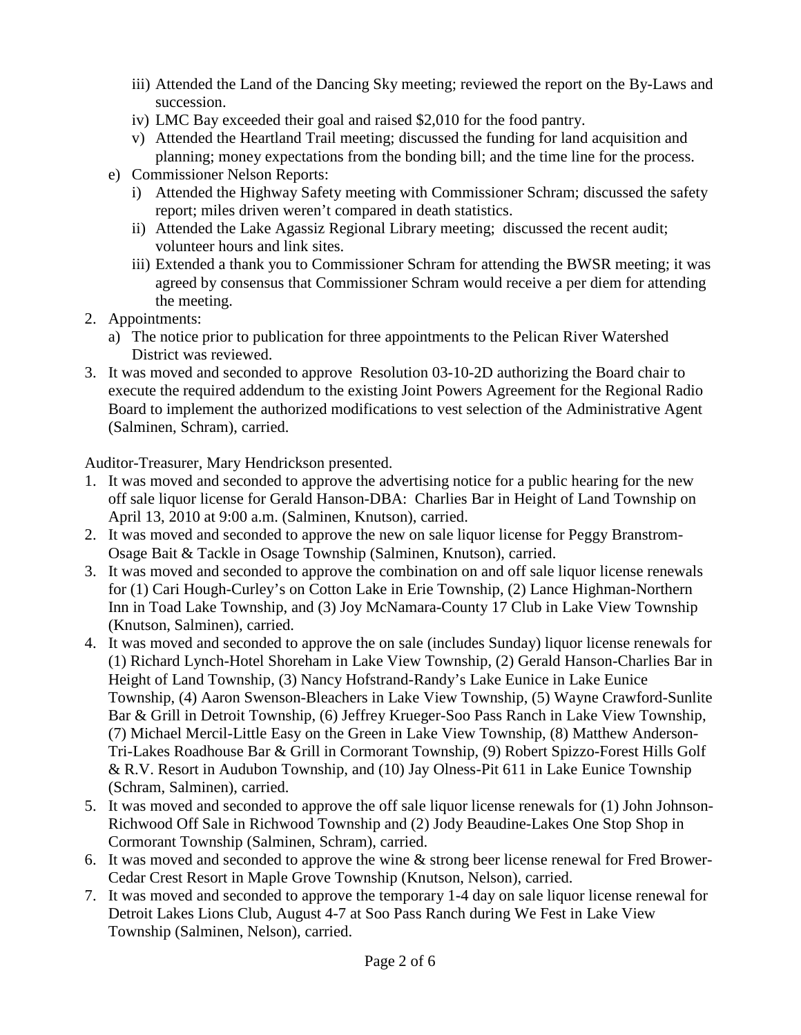- iii) Attended the Land of the Dancing Sky meeting; reviewed the report on the By-Laws and succession.
   - iv) LMC Bay exceeded their goal and raised $2,010 for the food pantry.
   - v) Attended the Heartland Trail meeting; discussed the funding for land acquisition and planning; money expectations from the bonding bill; and the time line for the process.
   - e) Commissioner Nelson Reports:
     - i) Attended the Highway Safety meeting with Commissioner Schram; discussed the safety report; miles driven weren't compared in death statistics.
     - ii) Attended the Lake Agassiz Regional Library meeting; discussed the recent audit; volunteer hours and link sites.
     - iii) Extended a thank you to Commissioner Schram for attending the BWSR meeting; it was agreed by consensus that Commissioner Schram would receive a per diem for attending the meeting.
2. Appointments:
   - a) The notice prior to publication for three appointments to the Pelican River Watershed District was reviewed.
3. It was moved and seconded to approve Resolution 03-10-2D authorizing the Board chair to execute the required addendum to the existing Joint Powers Agreement for the Regional Radio Board to implement the authorized modifications to vest selection of the Administrative Agent (Salminen, Schram), carried.

Auditor-Treasurer, Mary Hendrickson presented.

1. It was moved and seconded to approve the advertising notice for a public hearing for the new off sale liquor license for Gerald Hanson-DBA: Charlies Bar in Height of Land Township on April 13, 2010 at 9:00 a.m. (Salminen, Knutson), carried.
2. It was moved and seconded to approve the new on sale liquor license for Peggy Branstrom-Osage Bait & Tackle in Osage Township (Salminen, Knutson), carried.
3. It was moved and seconded to approve the combination on and off sale liquor license renewals for (1) Cari Hough-Curley's on Cotton Lake in Erie Township, (2) Lance Highman-Northern Inn in Toad Lake Township, and (3) Joy McNamara-County 17 Club in Lake View Township (Knutson, Salminen), carried.
4. It was moved and seconded to approve the on sale (includes Sunday) liquor license renewals for (1) Richard Lynch-Hotel Shoreham in Lake View Township, (2) Gerald Hanson-Charlies Bar in Height of Land Township, (3) Nancy Hofstrand-Randy's Lake Eunice in Lake Eunice Township, (4) Aaron Swenson-Bleachers in Lake View Township, (5) Wayne Crawford-Sunlite Bar & Grill in Detroit Township, (6) Jeffrey Krueger-Soo Pass Ranch in Lake View Township, (7) Michael Mercil-Little Easy on the Green in Lake View Township, (8) Matthew Anderson-Tri-Lakes Roadhouse Bar & Grill in Cormorant Township, (9) Robert Spizzo-Forest Hills Golf & R.V. Resort in Audubon Township, and (10) Jay Olness-Pit 611 in Lake Eunice Township (Schram, Salminen), carried.
5. It was moved and seconded to approve the off sale liquor license renewals for (1) John Johnson-Richwood Off Sale in Richwood Township and (2) Jody Beaudine-Lakes One Stop Shop in Cormorant Township (Salminen, Schram), carried.
6. It was moved and seconded to approve the wine & strong beer license renewal for Fred Brower-Cedar Crest Resort in Maple Grove Township (Knutson, Nelson), carried.
7. It was moved and seconded to approve the temporary 1-4 day on sale liquor license renewal for Detroit Lakes Lions Club, August 4-7 at Soo Pass Ranch during We Fest in Lake View Township (Salminen, Nelson), carried.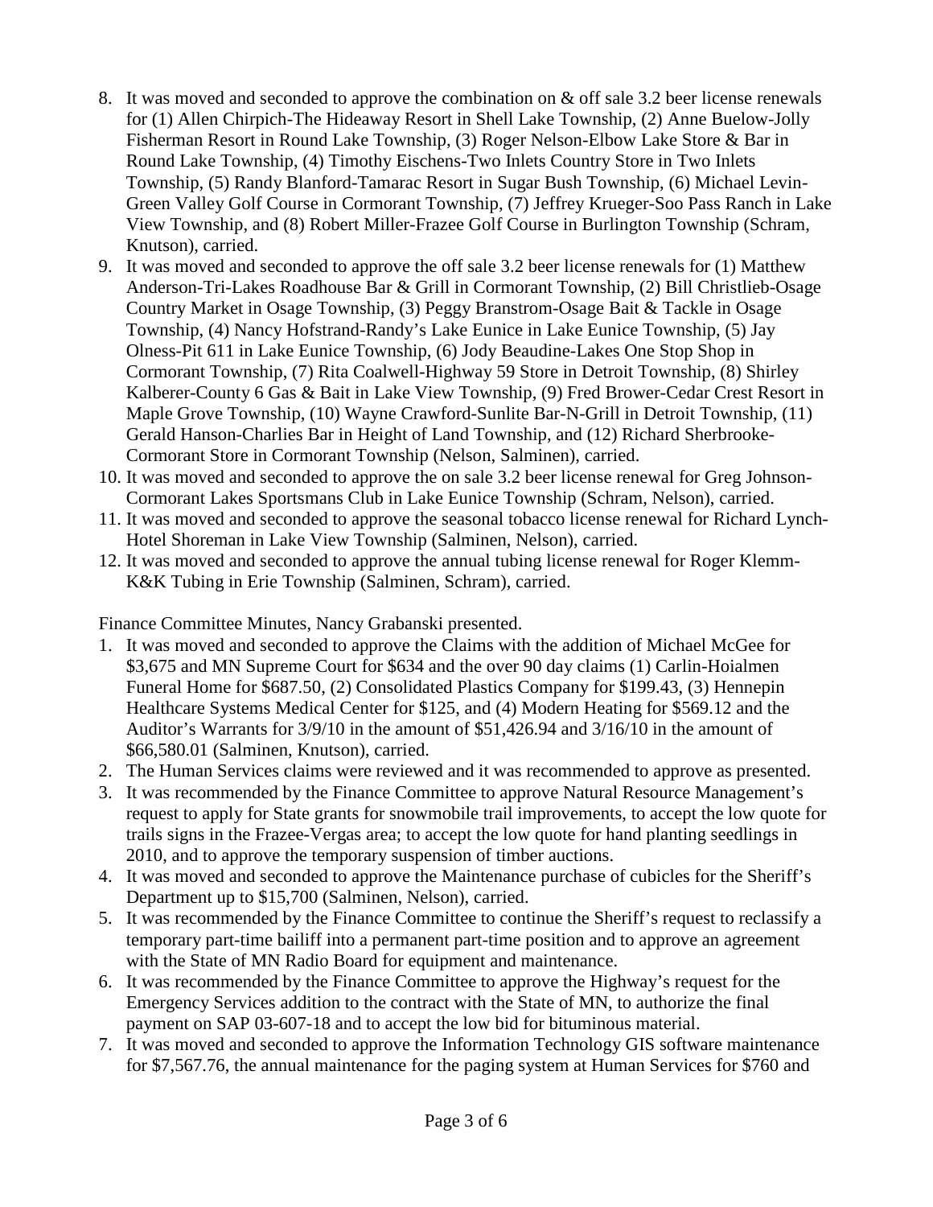8. It was moved and seconded to approve the combination on & off sale 3.2 beer license renewals for (1) Allen Chirpich-The Hideaway Resort in Shell Lake Township, (2) Anne Buelow-Jolly Fisherman Resort in Round Lake Township, (3) Roger Nelson-Elbow Lake Store & Bar in Round Lake Township, (4) Timothy Eischens-Two Inlets Country Store in Two Inlets Township, (5) Randy Blanford-Tamarac Resort in Sugar Bush Township, (6) Michael Levin-Green Valley Golf Course in Cormorant Township, (7) Jeffrey Krueger-Soo Pass Ranch in Lake View Township, and (8) Robert Miller-Frazee Golf Course in Burlington Township (Schram, Knutson), carried.
9. It was moved and seconded to approve the off sale 3.2 beer license renewals for (1) Matthew Anderson-Tri-Lakes Roadhouse Bar & Grill in Cormorant Township, (2) Bill Christlieb-Osage Country Market in Osage Township, (3) Peggy Branstrom-Osage Bait & Tackle in Osage Township, (4) Nancy Hofstrand-Randy's Lake Eunice in Lake Eunice Township, (5) Jay Olness-Pit 611 in Lake Eunice Township, (6) Jody Beaudine-Lakes One Stop Shop in Cormorant Township, (7) Rita Coalwell-Highway 59 Store in Detroit Township, (8) Shirley Kalberer-County 6 Gas & Bait in Lake View Township, (9) Fred Brower-Cedar Crest Resort in Maple Grove Township, (10) Wayne Crawford-Sunlite Bar-N-Grill in Detroit Township, (11) Gerald Hanson-Charlies Bar in Height of Land Township, and (12) Richard Sherbrooke-Cormorant Store in Cormorant Township (Nelson, Salminen), carried.
10. It was moved and seconded to approve the on sale 3.2 beer license renewal for Greg Johnson-Cormorant Lakes Sportsmans Club in Lake Eunice Township (Schram, Nelson), carried.
11. It was moved and seconded to approve the seasonal tobacco license renewal for Richard Lynch-Hotel Shoreman in Lake View Township (Salminen, Nelson), carried.
12. It was moved and seconded to approve the annual tubing license renewal for Roger Klemm-K&K Tubing in Erie Township (Salminen, Schram), carried.

Finance Committee Minutes, Nancy Grabanski presented.

1. It was moved and seconded to approve the Claims with the addition of Michael McGee for $3,675 and MN Supreme Court for $634 and the over 90 day claims (1) Carlin-Hoialmen Funeral Home for $687.50, (2) Consolidated Plastics Company for $199.43, (3) Hennepin Healthcare Systems Medical Center for $125, and (4) Modern Heating for $569.12 and the Auditor's Warrants for 3/9/10 in the amount of $51,426.94 and 3/16/10 in the amount of $66,580.01 (Salminen, Knutson), carried.
2. The Human Services claims were reviewed and it was recommended to approve as presented.
3. It was recommended by the Finance Committee to approve Natural Resource Management's request to apply for State grants for snowmobile trail improvements, to accept the low quote for trails signs in the Frazee-Vergas area; to accept the low quote for hand planting seedlings in 2010, and to approve the temporary suspension of timber auctions.
4. It was moved and seconded to approve the Maintenance purchase of cubicles for the Sheriff's Department up to $15,700 (Salminen, Nelson), carried.
5. It was recommended by the Finance Committee to continue the Sheriff's request to reclassify a temporary part-time bailiff into a permanent part-time position and to approve an agreement with the State of MN Radio Board for equipment and maintenance.
6. It was recommended by the Finance Committee to approve the Highway's request for the Emergency Services addition to the contract with the State of MN, to authorize the final payment on SAP 03-607-18 and to accept the low bid for bituminous material.
7. It was moved and seconded to approve the Information Technology GIS software maintenance for $7,567.76, the annual maintenance for the paging system at Human Services for $760 and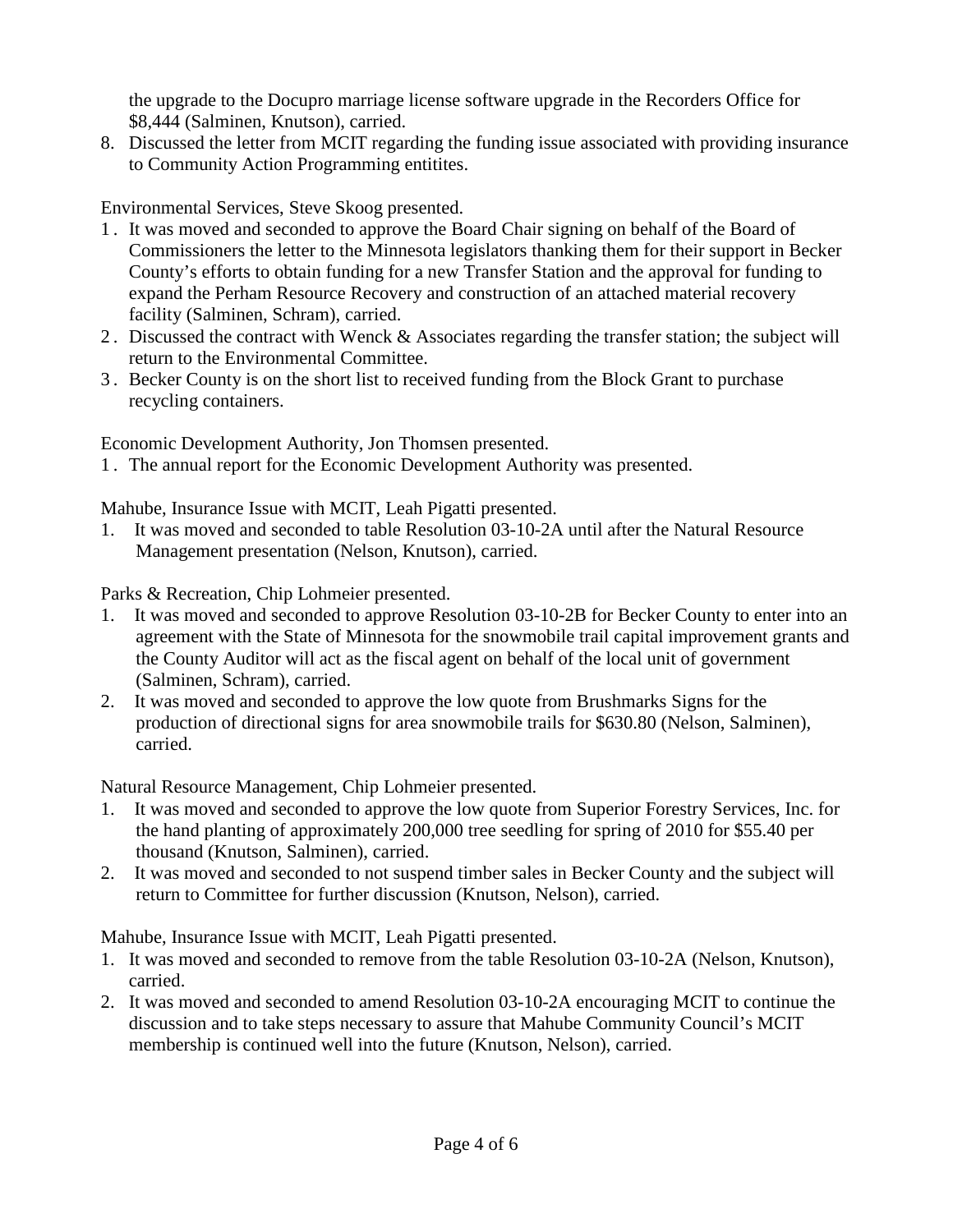the upgrade to the Docupro marriage license software upgrade in the Recorders Office for $8,444 (Salminen, Knutson), carried.

8. Discussed the letter from MCIT regarding the funding issue associated with providing insurance to Community Action Programming entitites.

Environmental Services, Steve Skoog presented.

1. It was moved and seconded to approve the Board Chair signing on behalf of the Board of Commissioners the letter to the Minnesota legislators thanking them for their support in Becker County's efforts to obtain funding for a new Transfer Station and the approval for funding to expand the Perham Resource Recovery and construction of an attached material recovery facility (Salminen, Schram), carried.
2. Discussed the contract with Wenck & Associates regarding the transfer station; the subject will return to the Environmental Committee.
3. Becker County is on the short list to received funding from the Block Grant to purchase recycling containers.

Economic Development Authority, Jon Thomsen presented.

1. The annual report for the Economic Development Authority was presented.

Mahube, Insurance Issue with MCIT, Leah Pigatti presented.

1. It was moved and seconded to table Resolution 03-10-2A until after the Natural Resource Management presentation (Nelson, Knutson), carried.

Parks & Recreation, Chip Lohmeier presented.

1. It was moved and seconded to approve Resolution 03-10-2B for Becker County to enter into an agreement with the State of Minnesota for the snowmobile trail capital improvement grants and the County Auditor will act as the fiscal agent on behalf of the local unit of government (Salminen, Schram), carried.
2. It was moved and seconded to approve the low quote from Brushmarks Signs for the production of directional signs for area snowmobile trails for $630.80 (Nelson, Salminen), carried.

Natural Resource Management, Chip Lohmeier presented.

1. It was moved and seconded to approve the low quote from Superior Forestry Services, Inc. for the hand planting of approximately 200,000 tree seedling for spring of 2010 for $55.40 per thousand (Knutson, Salminen), carried.
2. It was moved and seconded to not suspend timber sales in Becker County and the subject will return to Committee for further discussion (Knutson, Nelson), carried.

Mahube, Insurance Issue with MCIT, Leah Pigatti presented.

1. It was moved and seconded to remove from the table Resolution 03-10-2A (Nelson, Knutson), carried.
2. It was moved and seconded to amend Resolution 03-10-2A encouraging MCIT to continue the discussion and to take steps necessary to assure that Mahube Community Council's MCIT membership is continued well into the future (Knutson, Nelson), carried.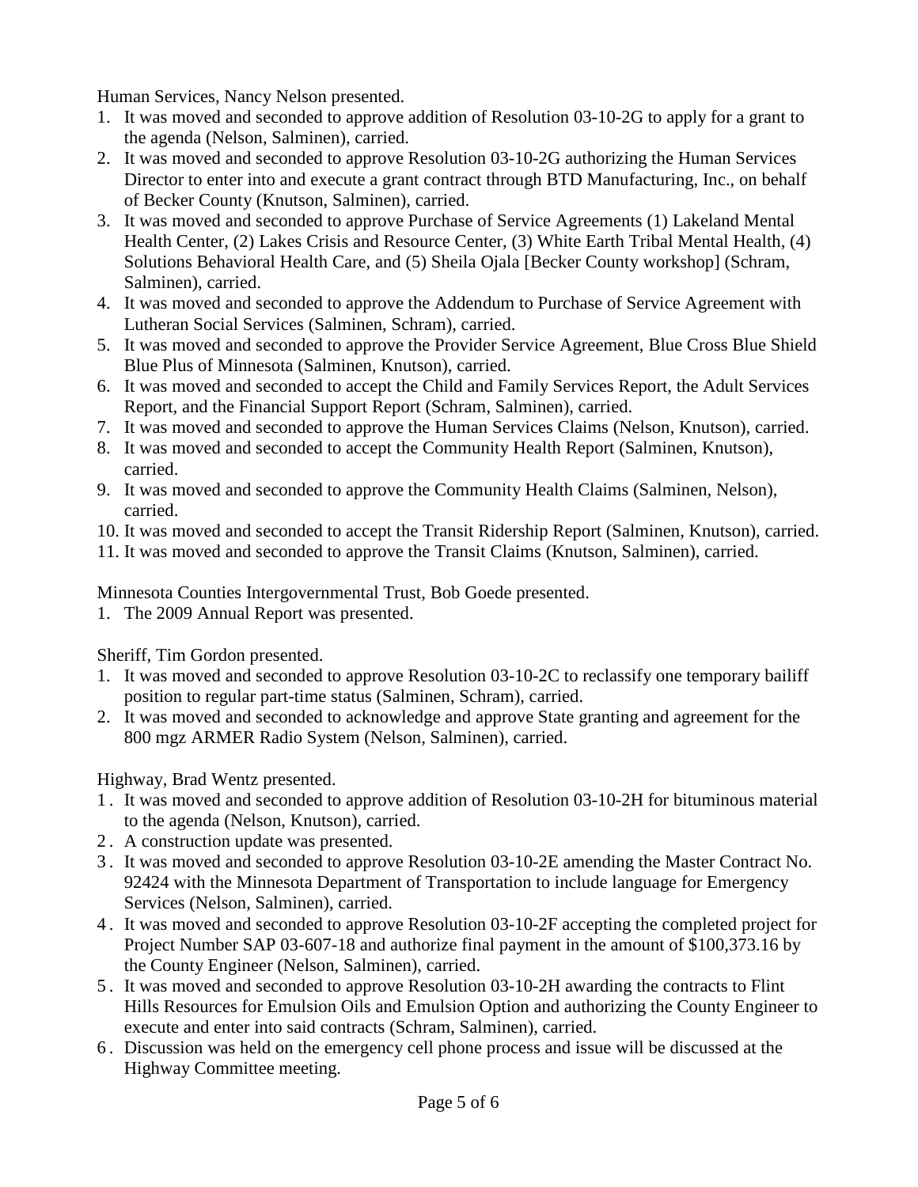Human Services, Nancy Nelson presented.

1. It was moved and seconded to approve addition of Resolution 03-10-2G to apply for a grant to the agenda (Nelson, Salminen), carried.
2. It was moved and seconded to approve Resolution 03-10-2G authorizing the Human Services Director to enter into and execute a grant contract through BTD Manufacturing, Inc., on behalf of Becker County (Knutson, Salminen), carried.
3. It was moved and seconded to approve Purchase of Service Agreements (1) Lakeland Mental Health Center, (2) Lakes Crisis and Resource Center, (3) White Earth Tribal Mental Health, (4) Solutions Behavioral Health Care, and (5) Sheila Ojala [Becker County workshop] (Schram, Salminen), carried.
4. It was moved and seconded to approve the Addendum to Purchase of Service Agreement with Lutheran Social Services (Salminen, Schram), carried.
5. It was moved and seconded to approve the Provider Service Agreement, Blue Cross Blue Shield Blue Plus of Minnesota (Salminen, Knutson), carried.
6. It was moved and seconded to accept the Child and Family Services Report, the Adult Services Report, and the Financial Support Report (Schram, Salminen), carried.
7. It was moved and seconded to approve the Human Services Claims (Nelson, Knutson), carried.
8. It was moved and seconded to accept the Community Health Report (Salminen, Knutson), carried.
9. It was moved and seconded to approve the Community Health Claims (Salminen, Nelson), carried.
10. It was moved and seconded to accept the Transit Ridership Report (Salminen, Knutson), carried.
11. It was moved and seconded to approve the Transit Claims (Knutson, Salminen), carried.

Minnesota Counties Intergovernmental Trust, Bob Goede presented.

1. The 2009 Annual Report was presented.

Sheriff, Tim Gordon presented.

1. It was moved and seconded to approve Resolution 03-10-2C to reclassify one temporary bailiff position to regular part-time status (Salminen, Schram), carried.
2. It was moved and seconded to acknowledge and approve State granting and agreement for the 800 mgz ARMER Radio System (Nelson, Salminen), carried.

Highway, Brad Wentz presented.

1. It was moved and seconded to approve addition of Resolution 03-10-2H for bituminous material to the agenda (Nelson, Knutson), carried.
2. A construction update was presented.
3. It was moved and seconded to approve Resolution 03-10-2E amending the Master Contract No. 92424 with the Minnesota Department of Transportation to include language for Emergency Services (Nelson, Salminen), carried.
4. It was moved and seconded to approve Resolution 03-10-2F accepting the completed project for Project Number SAP 03-607-18 and authorize final payment in the amount of $100,373.16 by the County Engineer (Nelson, Salminen), carried.
5. It was moved and seconded to approve Resolution 03-10-2H awarding the contracts to Flint Hills Resources for Emulsion Oils and Emulsion Option and authorizing the County Engineer to execute and enter into said contracts (Schram, Salminen), carried.
6. Discussion was held on the emergency cell phone process and issue will be discussed at the Highway Committee meeting.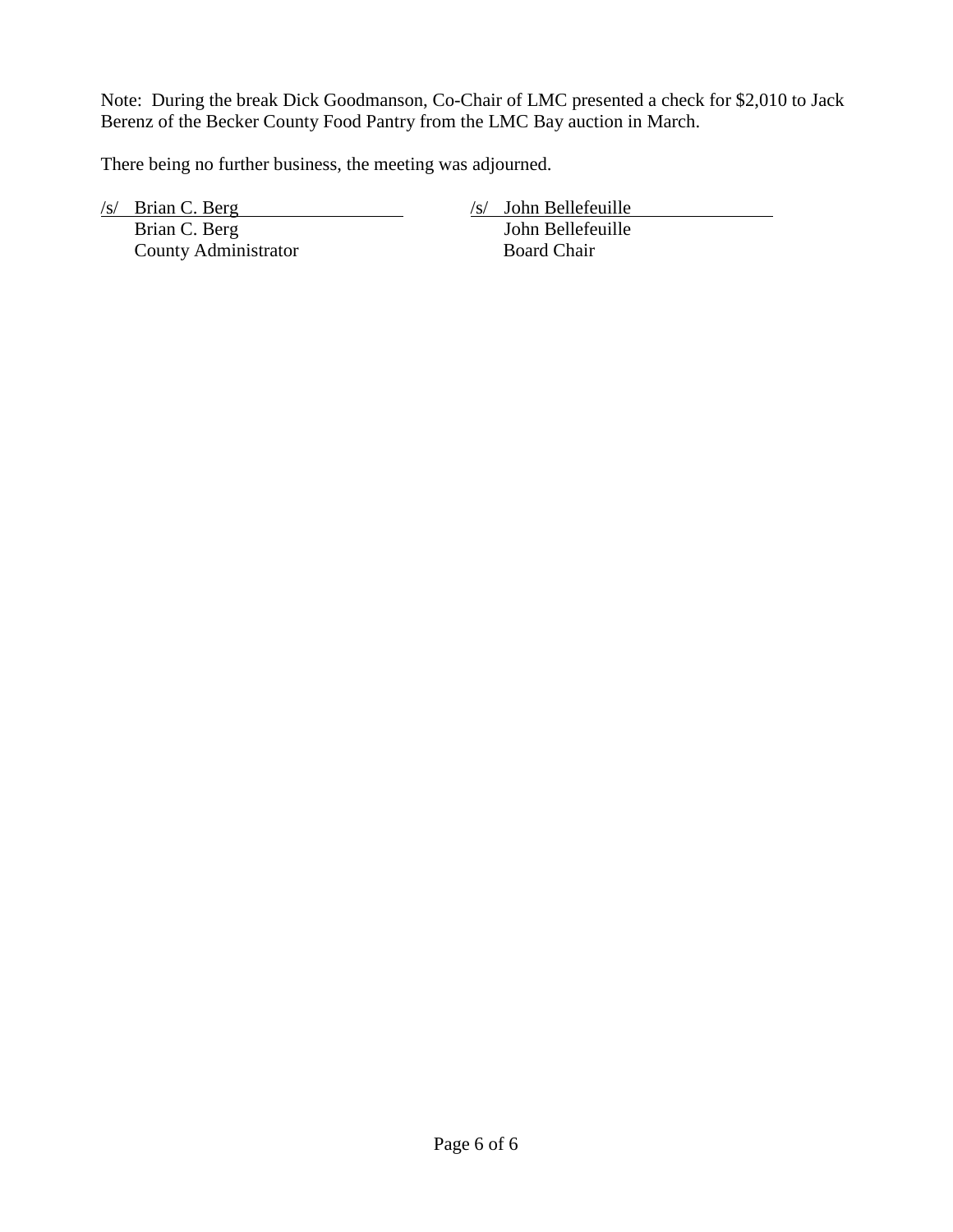Note: During the break Dick Goodmanson, Co-Chair of LMC presented a check for $2,010 to Jack Berenz of the Becker County Food Pantry from the LMC Bay auction in March.

There being no further business, the meeting was adjourned.

| | |
|---|---|
| /s/ Brian C. Berg | /s/ John Bellefeuille |
| Brian C. Berg | John Bellefeuille |
| County Administrator | Board Chair |